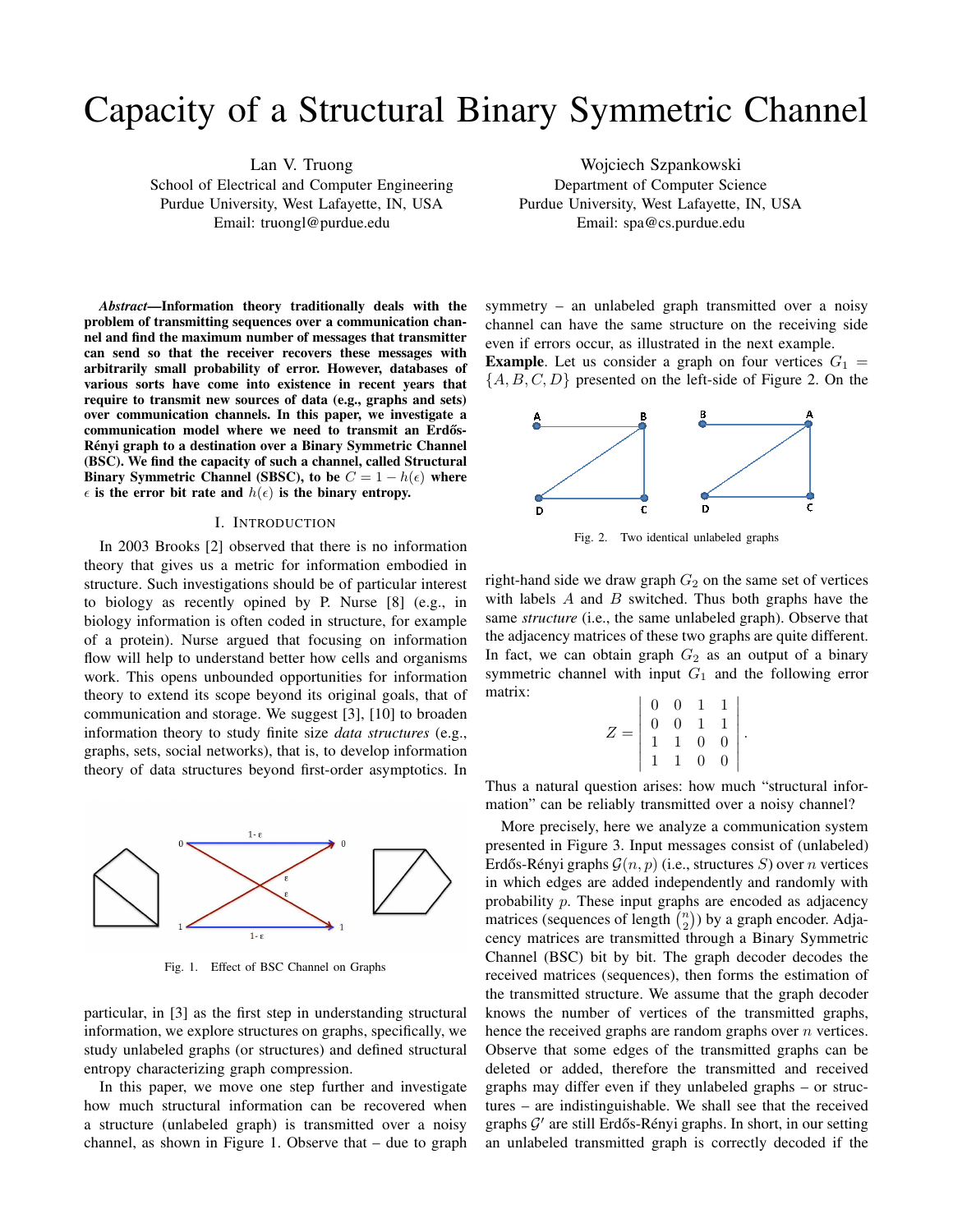# Capacity of a Structural Binary Symmetric Channel

Lan V. Truong
School of Electrical and Computer Engineering
Purdue University, West Lafayette, IN, USA
Email: truongl@purdue.edu

Wojciech Szpankowski
Department of Computer Science
Purdue University, West Lafayette, IN, USA
Email: spa@cs.purdue.edu

***Abstract*—Information theory traditionally deals with the problem of transmitting sequences over a communication channel and find the maximum number of messages that transmitter can send so that the receiver recovers these messages with arbitrarily small probability of error. However, databases of various sorts have come into existence in recent years that require to transmit new sources of data (e.g., graphs and sets) over communication channels. In this paper, we investigate a communication model where we need to transmit an Erdős-Rényi graph to a destination over a Binary Symmetric Channel (BSC). We find the capacity of such a channel, called Structural Binary Symmetric Channel (SBSC), to be $C = 1 - h(\epsilon)$ where $\epsilon$ is the error bit rate and $h(\epsilon)$ is the binary entropy.**

## I. Introduction

In 2003 Brooks [2] observed that there is no information theory that gives us a metric for information embodied in structure. Such investigations should be of particular interest to biology as recently opined by P. Nurse [8] (e.g., in biology information is often coded in structure, for example of a protein). Nurse argued that focusing on information flow will help to understand better how cells and organisms work. This opens unbounded opportunities for information theory to extend its scope beyond its original goals, that of communication and storage. We suggest [3], [10] to broaden information theory to study finite size *data structures* (e.g., graphs, sets, social networks), that is, to develop information theory of data structures beyond first-order asymptotics. In particular, in [3] as the first step in understanding structural information, we explore structures on graphs, specifically, we study unlabeled graphs (or structures) and defined structural entropy characterizing graph compression.

Fig. 1. Effect of BSC Channel on Graphs

In this paper, we move one step further and investigate how much structural information can be recovered when a structure (unlabeled graph) is transmitted over a noisy channel, as shown in Figure 1. Observe that – due to graph symmetry – an unlabeled graph transmitted over a noisy channel can have the same structure on the receiving side even if errors occur, as illustrated in the next example.

**Example**. Let us consider a graph on four vertices $G_1 = \{A, B, C, D\}$ presented on the left-side of Figure 2. On the right-hand side we draw graph $G_2$ on the same set of vertices with labels $A$ and $B$ switched. Thus both graphs have the same *structure* (i.e., the same unlabeled graph). Observe that the adjacency matrices of these two graphs are quite different. In fact, we can obtain graph $G_2$ as an output of a binary symmetric channel with input $G_1$ and the following error matrix:

Fig. 2. Two identical unlabeled graphs

$$Z = \begin{vmatrix} 0 & 0 & 1 & 1 \\ 0 & 0 & 1 & 1 \\ 1 & 1 & 0 & 0 \\ 1 & 1 & 0 & 0 \end{vmatrix}.$$

Thus a natural question arises: how much "structural information" can be reliably transmitted over a noisy channel?

More precisely, here we analyze a communication system presented in Figure 3. Input messages consist of (unlabeled) Erdős-Rényi graphs $\mathcal{G}(n, p)$ (i.e., structures $S$) over $n$ vertices in which edges are added independently and randomly with probability $p$. These input graphs are encoded as adjacency matrices (sequences of length $\binom{n}{2}$) by a graph encoder. Adjacency matrices are transmitted through a Binary Symmetric Channel (BSC) bit by bit. The graph decoder decodes the received matrices (sequences), then forms the estimation of the transmitted structure. We assume that the graph decoder knows the number of vertices of the transmitted graphs, hence the received graphs are random graphs over $n$ vertices. Observe that some edges of the transmitted graphs can be deleted or added, therefore the transmitted and received graphs may differ even if they unlabeled graphs – or structures – are indistinguishable. We shall see that the received graphs $\mathcal{G}'$ are still Erdős-Rényi graphs. In short, in our setting an unlabeled transmitted graph is correctly decoded if the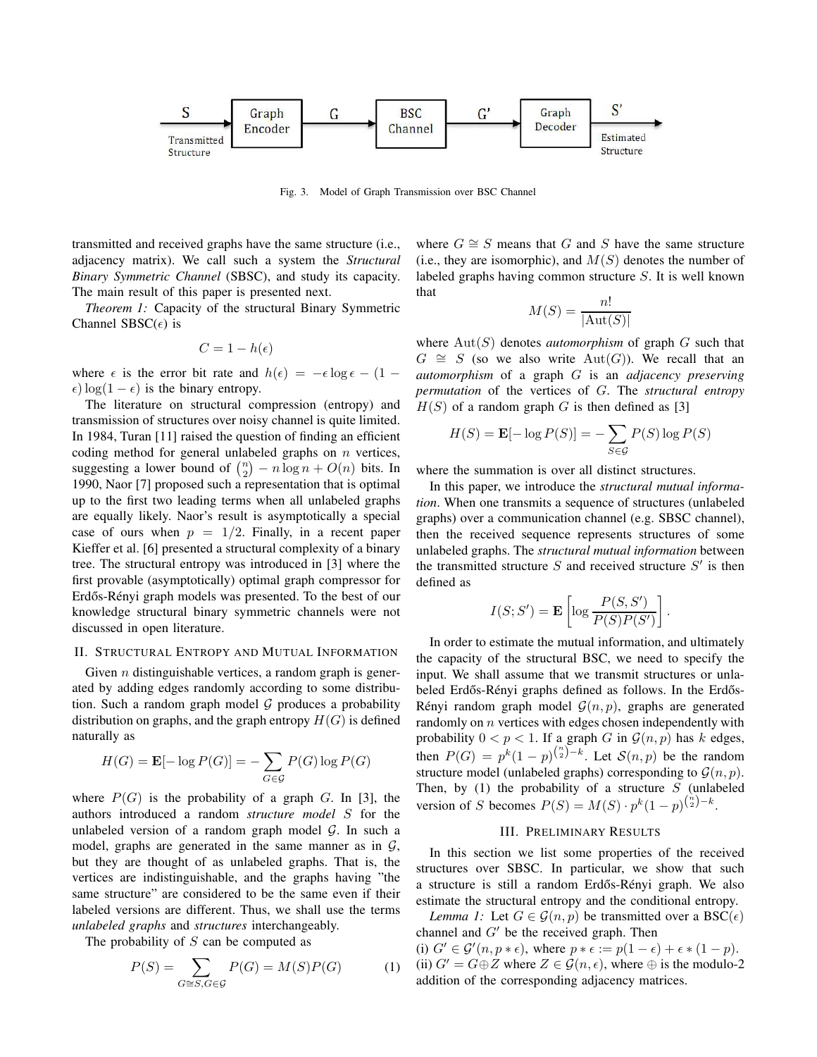S → Graph Encoder → G → BSC Channel → G' → Graph Decoder → S'

Transmitted Structure | Estimated Structure

Fig. 3. Model of Graph Transmission over BSC Channel

transmitted and received graphs have the same structure (i.e., adjacency matrix). We call such a system the *Structural Binary Symmetric Channel* (SBSC), and study its capacity. The main result of this paper is presented next.

*Theorem 1:* Capacity of the structural Binary Symmetric Channel SBSC($\epsilon$) is

$$C = 1 - h(\epsilon)$$

where $\epsilon$ is the error bit rate and $h(\epsilon) = -\epsilon \log \epsilon - (1 - \epsilon) \log(1 - \epsilon)$ is the binary entropy.

The literature on structural compression (entropy) and transmission of structures over noisy channel is quite limited. In 1984, Turan [11] raised the question of finding an efficient coding method for general unlabeled graphs on $n$ vertices, suggesting a lower bound of $\binom{n}{2} - n \log n + O(n)$ bits. In 1990, Naor [7] proposed such a representation that is optimal up to the first two leading terms when all unlabeled graphs are equally likely. Naor's result is asymptotically a special case of ours when $p = 1/2$. Finally, in a recent paper Kieffer et al. [6] presented a structural complexity of a binary tree. The structural entropy was introduced in [3] where the first provable (asymptotically) optimal graph compressor for Erdős-Rényi graph models was presented. To the best of our knowledge structural binary symmetric channels were not discussed in open literature.

## II. Structural Entropy and Mutual Information

Given $n$ distinguishable vertices, a random graph is generated by adding edges randomly according to some distribution. Such a random graph model $\mathcal{G}$ produces a probability distribution on graphs, and the graph entropy $H(G)$ is defined naturally as

$$H(G) = \mathbf{E}[-\log P(G)] = -\sum_{G \in \mathcal{G}} P(G) \log P(G)$$

where $P(G)$ is the probability of a graph $G$. In [3], the authors introduced a random *structure model* $S$ for the unlabeled version of a random graph model $\mathcal{G}$. In such a model, graphs are generated in the same manner as in $\mathcal{G}$, but they are thought of as unlabeled graphs. That is, the vertices are indistinguishable, and the graphs having "the same structure" are considered to be the same even if their labeled versions are different. Thus, we shall use the terms *unlabeled graphs* and *structures* interchangeably.

The probability of $S$ can be computed as

$$P(S) = \sum_{G \cong S, G \in \mathcal{G}} P(G) = M(S)P(G) \qquad (1)$$

where $G \cong S$ means that $G$ and $S$ have the same structure (i.e., they are isomorphic), and $M(S)$ denotes the number of labeled graphs having common structure $S$. It is well known that

$$M(S) = \frac{n!}{|\mathrm{Aut}(S)|}$$

where $\mathrm{Aut}(S)$ denotes *automorphism* of graph $G$ such that $G \cong S$ (so we also write $\mathrm{Aut}(G)$). We recall that an *automorphism* of a graph $G$ is an *adjacency preserving permutation* of the vertices of $G$. The *structural entropy* $H(S)$ of a random graph $G$ is then defined as [3]

$$H(S) = \mathbf{E}[-\log P(S)] = -\sum_{S \in \mathcal{G}} P(S) \log P(S)$$

where the summation is over all distinct structures.

In this paper, we introduce the *structural mutual information*. When one transmits a sequence of structures (unlabeled graphs) over a communication channel (e.g. SBSC channel), then the received sequence represents structures of some unlabeled graphs. The *structural mutual information* between the transmitted structure $S$ and received structure $S'$ is then defined as

$$I(S; S') = \mathbf{E}\left[\log \frac{P(S, S')}{P(S)P(S')}\right].$$

In order to estimate the mutual information, and ultimately the capacity of the structural BSC, we need to specify the input. We shall assume that we transmit structures or unlabeled Erdős-Rényi graphs defined as follows. In the Erdős-Rényi random graph model $\mathcal{G}(n, p)$, graphs are generated randomly on $n$ vertices with edges chosen independently with probability $0 < p < 1$. If a graph $G$ in $\mathcal{G}(n, p)$ has $k$ edges, then $P(G) = p^k (1 - p)^{\binom{n}{2} - k}$. Let $\mathcal{S}(n, p)$ be the random structure model (unlabeled graphs) corresponding to $\mathcal{G}(n, p)$. Then, by (1) the probability of a structure $S$ (unlabeled version of $S$ becomes $P(S) = M(S) \cdot p^k (1 - p)^{\binom{n}{2} - k}$.

## III. Preliminary Results

In this section we list some properties of the received structures over SBSC. In particular, we show that such a structure is still a random Erdős-Rényi graph. We also estimate the structural entropy and the conditional entropy.

*Lemma 1:* Let $G \in \mathcal{G}(n, p)$ be transmitted over a BSC($\epsilon$) channel and $G'$ be the received graph. Then

(i) $G' \in \mathcal{G}'(n, p * \epsilon)$, where $p * \epsilon := p(1 - \epsilon) + \epsilon * (1 - p)$.

(ii) $G' = G \oplus Z$ where $Z \in \mathcal{G}(n, \epsilon)$, where $\oplus$ is the modulo-2 addition of the corresponding adjacency matrices.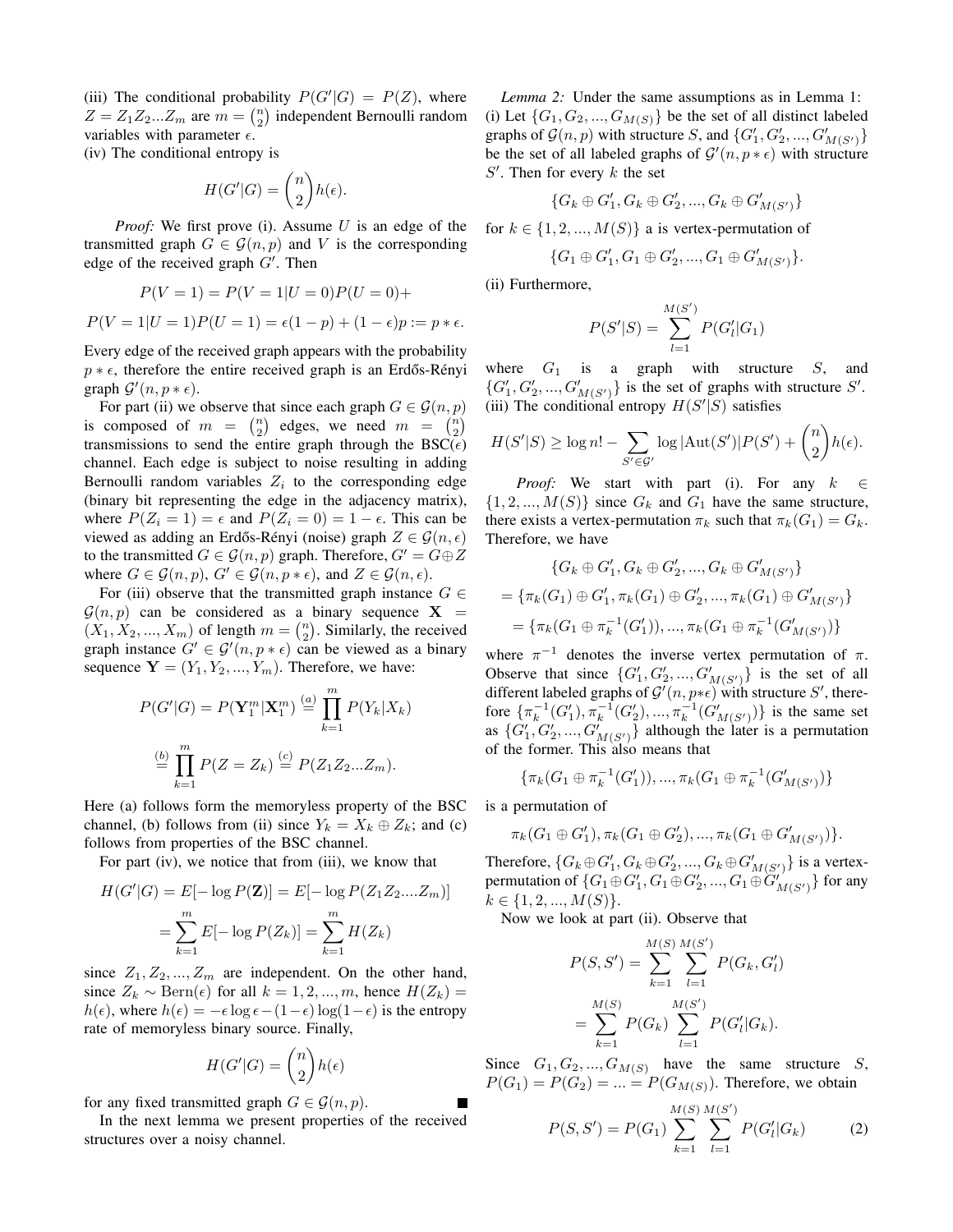(iii) The conditional probability $P(G'|G) = P(Z)$, where $Z = Z_1 Z_2 ... Z_m$ are $m = \binom{n}{2}$ independent Bernoulli random variables with parameter $\epsilon$.
(iv) The conditional entropy is

$$H(G'|G) = \binom{n}{2} h(\epsilon).$$

*Proof:* We first prove (i). Assume $U$ is an edge of the transmitted graph $G \in \mathcal{G}(n,p)$ and $V$ is the corresponding edge of the received graph $G'$. Then

$$P(V=1) = P(V=1|U=0)P(U=0) +$$

$$P(V=1|U=1)P(U=1) = \epsilon(1-p) + (1-\epsilon)p := p * \epsilon.$$

Every edge of the received graph appears with the probability $p * \epsilon$, therefore the entire received graph is an Erdős-Rényi graph $\mathcal{G}'(n, p*\epsilon)$.

For part (ii) we observe that since each graph $G \in \mathcal{G}(n,p)$ is composed of $m = \binom{n}{2}$ edges, we need $m = \binom{n}{2}$ transmissions to send the entire graph through the BSC($\epsilon$) channel. Each edge is subject to noise resulting in adding Bernoulli random variables $Z_i$ to the corresponding edge (binary bit representing the edge in the adjacency matrix), where $P(Z_i = 1) = \epsilon$ and $P(Z_i = 0) = 1 - \epsilon$. This can be viewed as adding an Erdős-Rényi (noise) graph $Z \in \mathcal{G}(n, \epsilon)$ to the transmitted $G \in \mathcal{G}(n,p)$ graph. Therefore, $G' = G \oplus Z$ where $G \in \mathcal{G}(n,p)$, $G' \in \mathcal{G}(n, p*\epsilon)$, and $Z \in \mathcal{G}(n, \epsilon)$.

For (iii) observe that the transmitted graph instance $G \in \mathcal{G}(n,p)$ can be considered as a binary sequence $\mathbf{X} = (X_1, X_2, ..., X_m)$ of length $m = \binom{n}{2}$. Similarly, the received graph instance $G' \in \mathcal{G}'(n, p*\epsilon)$ can be viewed as a binary sequence $\mathbf{Y} = (Y_1, Y_2, ..., Y_m)$. Therefore, we have:

$$P(G'|G) = P(\mathbf{Y}_1^m | \mathbf{X}_1^m) \overset{(a)}{=} \prod_{k=1}^{m} P(Y_k|X_k)$$

$$\overset{(b)}{=} \prod_{k=1}^{m} P(Z = Z_k) \overset{(c)}{=} P(Z_1 Z_2 ... Z_m).$$

Here (a) follows form the memoryless property of the BSC channel, (b) follows from (ii) since $Y_k = X_k \oplus Z_k$; and (c) follows from properties of the BSC channel.

For part (iv), we notice that from (iii), we know that

$$H(G'|G) = E[-\log P(\mathbf{Z})] = E[-\log P(Z_1 Z_2 .... Z_m)]$$

$$= \sum_{k=1}^{m} E[-\log P(Z_k)] = \sum_{k=1}^{m} H(Z_k)$$

since $Z_1, Z_2, ..., Z_m$ are independent. On the other hand, since $Z_k \sim \text{Bern}(\epsilon)$ for all $k = 1, 2, ..., m$, hence $H(Z_k) = h(\epsilon)$, where $h(\epsilon) = -\epsilon \log \epsilon - (1-\epsilon)\log(1-\epsilon)$ is the entropy rate of memoryless binary source. Finally,

$$H(G'|G) = \binom{n}{2} h(\epsilon)$$

for any fixed transmitted graph $G \in \mathcal{G}(n,p)$. ∎

In the next lemma we present properties of the received structures over a noisy channel.

*Lemma 2:* Under the same assumptions as in Lemma 1:
(i) Let $\{G_1, G_2, ..., G_{M(S)}\}$ be the set of all distinct labeled graphs of $\mathcal{G}(n,p)$ with structure $S$, and $\{G'_1, G'_2, ..., G'_{M(S')}\}$ be the set of all labeled graphs of $\mathcal{G}'(n, p*\epsilon)$ with structure $S'$. Then for every $k$ the set

$$\{G_k \oplus G'_1, G_k \oplus G'_2, ..., G_k \oplus G'_{M(S')}\}$$

for $k \in \{1, 2, ..., M(S)\}$ a is vertex-permutation of

$$\{G_1 \oplus G'_1, G_1 \oplus G'_2, ..., G_1 \oplus G'_{M(S')}\}.$$

(ii) Furthermore,

$$P(S'|S) = \sum_{l=1}^{M(S')} P(G'_l|G_1)$$

where $G_1$ is a graph with structure $S$, and $\{G'_1, G'_2, ..., G'_{M(S')}\}$ is the set of graphs with structure $S'$.
(iii) The conditional entropy $H(S'|S)$ satisfies

$$H(S'|S) \geq \log n! - \sum_{S' \in \mathcal{G}'} \log |\text{Aut}(S')| P(S') + \binom{n}{2} h(\epsilon).$$

*Proof:* We start with part (i). For any $k \in \{1, 2, ..., M(S)\}$ since $G_k$ and $G_1$ have the same structure, there exists a vertex-permutation $\pi_k$ such that $\pi_k(G_1) = G_k$. Therefore, we have

$$\{G_k \oplus G'_1, G_k \oplus G'_2, ..., G_k \oplus G'_{M(S')}\}$$

$$= \{\pi_k(G_1) \oplus G'_1, \pi_k(G_1) \oplus G'_2, ..., \pi_k(G_1) \oplus G'_{M(S')}\}$$

$$= \{\pi_k(G_1 \oplus \pi_k^{-1}(G'_1)), ..., \pi_k(G_1 \oplus \pi_k^{-1}(G'_{M(S')})\}$$

where $\pi^{-1}$ denotes the inverse vertex permutation of $\pi$. Observe that since $\{G'_1, G'_2, ..., G'_{M(S')}\}$ is the set of all different labeled graphs of $\mathcal{G}'(n, p*\epsilon)$ with structure $S'$, therefore $\{\pi_k^{-1}(G'_1), \pi_k^{-1}(G'_2), ..., \pi_k^{-1}(G'_{M(S')})\}$ is the same set as $\{G'_1, G'_2, ..., G'_{M(S')}\}$ although the later is a permutation of the former. This also means that

$$\{\pi_k(G_1 \oplus \pi_k^{-1}(G'_1)), ..., \pi_k(G_1 \oplus \pi_k^{-1}(G'_{M(S')})\}$$

is a permutation of

$$\pi_k(G_1 \oplus G'_1), \pi_k(G_1 \oplus G'_2), ..., \pi_k(G_1 \oplus G'_{M(S')})\}.$$

Therefore, $\{G_k \oplus G'_1, G_k \oplus G'_2, ..., G_k \oplus G'_{M(S')}\}$ is a vertex-permutation of $\{G_1 \oplus G'_1, G_1 \oplus G'_2, ..., G_1 \oplus G'_{M(S')}\}$ for any $k \in \{1, 2, ..., M(S)\}$.

Now we look at part (ii). Observe that

$$P(S, S') = \sum_{k=1}^{M(S)} \sum_{l=1}^{M(S')} P(G_k, G'_l)$$

$$= \sum_{k=1}^{M(S)} P(G_k) \sum_{l=1}^{M(S')} P(G'_l|G_k).$$

Since $G_1, G_2, ..., G_{M(S)}$ have the same structure $S$, $P(G_1) = P(G_2) = ... = P(G_{M(S)})$. Therefore, we obtain

$$P(S, S') = P(G_1) \sum_{k=1}^{M(S)} \sum_{l=1}^{M(S')} P(G'_l|G_k) \qquad (2)$$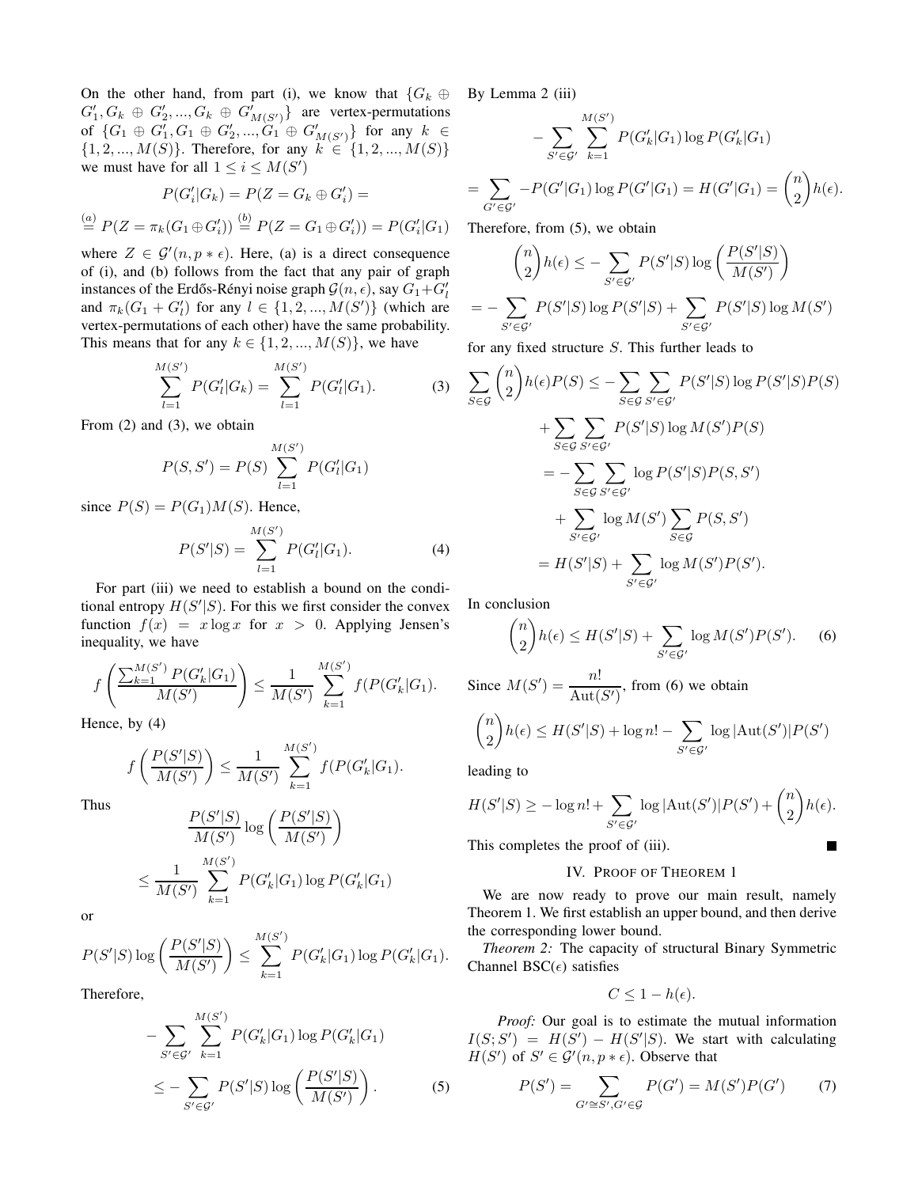On the other hand, from part (i), we know that $\{G_k \oplus G'_1, G_k \oplus G'_2, ..., G_k \oplus G'_{M(S')}\}$ are vertex-permutations of $\{G_1 \oplus G'_1, G_1 \oplus G'_2, ..., G_1 \oplus G'_{M(S')}\}$ for any $k \in \{1, 2, ..., M(S)\}$. Therefore, for any $k \in \{1, 2, ..., M(S)\}$ we must have for all $1 \le i \le M(S')$

$$P(G'_i|G_k) = P(Z = G_k \oplus G'_i) =$$

$$\overset{(a)}{=} P(Z = \pi_k(G_1 \oplus G'_i)) \overset{(b)}{=} P(Z = G_1 \oplus G'_i)) = P(G'_i|G_1)$$

where $Z \in \mathcal{G}'(n, p * \epsilon)$. Here, (a) is a direct consequence of (i), and (b) follows from the fact that any pair of graph instances of the Erdős-Rényi noise graph $\mathcal{G}(n, \epsilon)$, say $G_1 + G'_l$ and $\pi_k(G_1 + G'_l)$ for any $l \in \{1, 2, ..., M(S')\}$ (which are vertex-permutations of each other) have the same probability. This means that for any $k \in \{1, 2, ..., M(S)\}$, we have

$$\sum_{l=1}^{M(S')} P(G'_l|G_k) = \sum_{l=1}^{M(S')} P(G'_l|G_1). \tag{3}$$

From (2) and (3), we obtain

$$P(S, S') = P(S) \sum_{l=1}^{M(S')} P(G'_l|G_1)$$

since $P(S) = P(G_1)M(S)$. Hence,

$$P(S'|S) = \sum_{l=1}^{M(S')} P(G'_l|G_1). \tag{4}$$

For part (iii) we need to establish a bound on the conditional entropy $H(S'|S)$. For this we first consider the convex function $f(x) = x \log x$ for $x > 0$. Applying Jensen's inequality, we have

$$f\left(\frac{\sum_{k=1}^{M(S')} P(G'_k|G_1)}{M(S')}\right) \le \frac{1}{M(S')} \sum_{k=1}^{M(S')} f(P(G'_k|G_1).$$

Hence, by (4)

$$f\left(\frac{P(S'|S)}{M(S')}\right) \le \frac{1}{M(S')} \sum_{k=1}^{M(S')} f(P(G'_k|G_1).$$

Thus

$$\frac{P(S'|S)}{M(S')} \log\left(\frac{P(S'|S)}{M(S')}\right)$$
$$\le \frac{1}{M(S')} \sum_{k=1}^{M(S')} P(G'_k|G_1) \log P(G'_k|G_1)$$

or

$$P(S'|S) \log\left(\frac{P(S'|S)}{M(S')}\right) \le \sum_{k=1}^{M(S')} P(G'_k|G_1) \log P(G'_k|G_1).$$

Therefore,

$$-\sum_{S' \in \mathcal{G}'} \sum_{k=1}^{M(S')} P(G'_k|G_1) \log P(G'_k|G_1)$$
$$\le -\sum_{S' \in \mathcal{G}'} P(S'|S) \log\left(\frac{P(S'|S)}{M(S')}\right). \tag{5}$$

By Lemma 2 (iii)

$$-\sum_{S' \in \mathcal{G}'} \sum_{k=1}^{M(S')} P(G'_k|G_1) \log P(G'_k|G_1)$$
$$= \sum_{G' \in \mathcal{G}'} -P(G'|G_1) \log P(G'|G_1) = H(G'|G_1) = \binom{n}{2} h(\epsilon).$$

Therefore, from (5), we obtain

$$\binom{n}{2} h(\epsilon) \le -\sum_{S' \in \mathcal{G}'} P(S'|S) \log\left(\frac{P(S'|S)}{M(S')}\right)$$
$$= -\sum_{S' \in \mathcal{G}'} P(S'|S) \log P(S'|S) + \sum_{S' \in \mathcal{G}'} P(S'|S) \log M(S')$$

for any fixed structure $S$. This further leads to

$$\sum_{S \in \mathcal{G}} \binom{n}{2} h(\epsilon) P(S) \le -\sum_{S \in \mathcal{G}} \sum_{S' \in \mathcal{G}'} P(S'|S) \log P(S'|S) P(S)$$
$$+ \sum_{S \in \mathcal{G}} \sum_{S' \in \mathcal{G}'} P(S'|S) \log M(S') P(S)$$
$$= -\sum_{S \in \mathcal{G}} \sum_{S' \in \mathcal{G}'} \log P(S'|S) P(S, S')$$
$$+ \sum_{S' \in \mathcal{G}'} \log M(S') \sum_{S \in \mathcal{G}} P(S, S')$$
$$= H(S'|S) + \sum_{S' \in \mathcal{G}'} \log M(S') P(S').$$

In conclusion

$$\binom{n}{2} h(\epsilon) \le H(S'|S) + \sum_{S' \in \mathcal{G}'} \log M(S') P(S'). \tag{6}$$

Since $M(S') = \dfrac{n!}{\mathrm{Aut}(S')}$, from (6) we obtain

$$\binom{n}{2} h(\epsilon) \le H(S'|S) + \log n! - \sum_{S' \in \mathcal{G}'} \log |\mathrm{Aut}(S')| P(S')$$

leading to

$$H(S'|S) \ge -\log n! + \sum_{S' \in \mathcal{G}'} \log |\mathrm{Aut}(S')| P(S') + \binom{n}{2} h(\epsilon).$$

This completes the proof of (iii). ■

## IV. Proof of Theorem 1

We are now ready to prove our main result, namely Theorem 1. We first establish an upper bound, and then derive the corresponding lower bound.

*Theorem 2:* The capacity of structural Binary Symmetric Channel BSC($\epsilon$) satisfies

$$C \le 1 - h(\epsilon).$$

*Proof:* Our goal is to estimate the mutual information $I(S; S') = H(S') - H(S'|S)$. We start with calculating $H(S')$ of $S' \in \mathcal{G}'(n, p * \epsilon)$. Observe that

$$P(S') = \sum_{G' \cong S', G' \in \mathcal{G}} P(G') = M(S') P(G') \tag{7}$$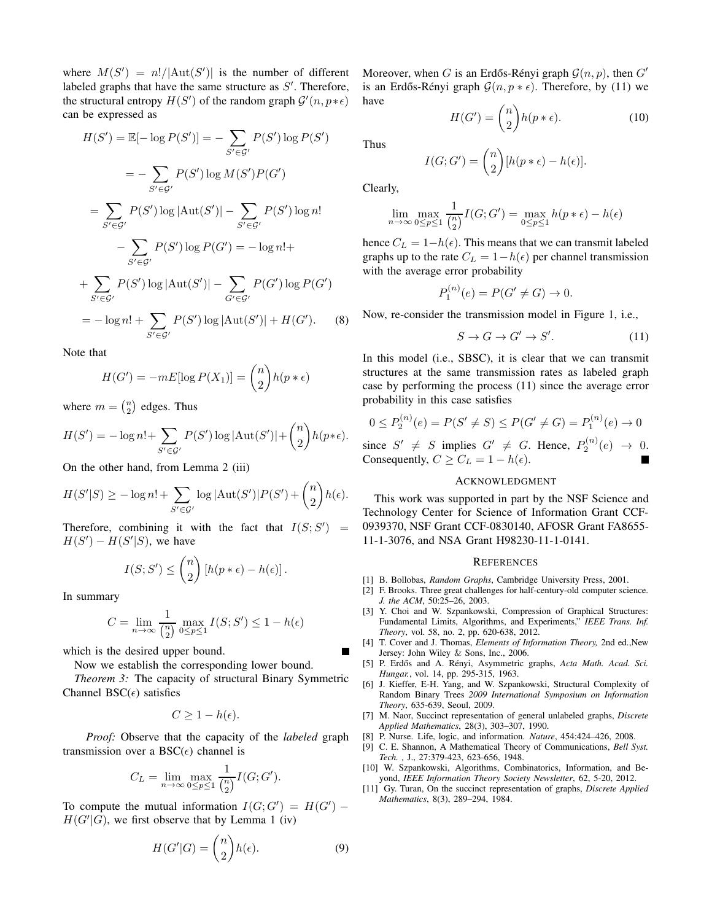where $M(S') = n!/|\mathrm{Aut}(S')|$ is the number of different labeled graphs that have the same structure as $S'$. Therefore, the structural entropy $H(S')$ of the random graph $\mathcal{G}'(n, p*\epsilon)$ can be expressed as

$$
\begin{aligned}
H(S') &= \mathbb{E}[-\log P(S')] = -\sum_{S' \in \mathcal{G}'} P(S') \log P(S') \\
&= -\sum_{S' \in \mathcal{G}'} P(S') \log M(S') P(G') \\
&= \sum_{S' \in \mathcal{G}'} P(S') \log |\mathrm{Aut}(S')| - \sum_{S' \in \mathcal{G}'} P(S') \log n! \\
&\quad - \sum_{S' \in \mathcal{G}'} P(S') \log P(G') = -\log n! + \\
&\quad + \sum_{S' \in \mathcal{G}'} P(S') \log |\mathrm{Aut}(S')| - \sum_{G' \in \mathcal{G}'} P(G') \log P(G') \\
&= -\log n! + \sum_{S' \in \mathcal{G}'} P(S') \log |\mathrm{Aut}(S')| + H(G'). \qquad (8)
\end{aligned}
$$

Note that

$$H(G') = -mE[\log P(X_1)] = \binom{n}{2} h(p*\epsilon)$$

where $m = \binom{n}{2}$ edges. Thus

$$H(S') = -\log n! + \sum_{S' \in \mathcal{G}'} P(S') \log |\mathrm{Aut}(S')| + \binom{n}{2} h(p*\epsilon).$$

On the other hand, from Lemma 2 (iii)

$$H(S'|S) \geq -\log n! + \sum_{S' \in \mathcal{G}'} \log |\mathrm{Aut}(S')| P(S') + \binom{n}{2} h(\epsilon).$$

Therefore, combining it with the fact that $I(S; S') = H(S') - H(S'|S)$, we have

$$I(S; S') \leq \binom{n}{2} \left[ h(p*\epsilon) - h(\epsilon) \right].$$

In summary

$$C = \lim_{n\to\infty} \frac{1}{\binom{n}{2}} \max_{0 \leq p \leq 1} I(S; S') \leq 1 - h(\epsilon)$$

which is the desired upper bound. ∎

Now we establish the corresponding lower bound.

*Theorem 3:* The capacity of structural Binary Symmetric Channel BSC($\epsilon$) satisfies

$$C \geq 1 - h(\epsilon).$$

*Proof:* Observe that the capacity of the *labeled* graph transmission over a BSC($\epsilon$) channel is

$$C_L = \lim_{n\to\infty} \max_{0 \leq p \leq 1} \frac{1}{\binom{n}{2}} I(G; G').$$

To compute the mutual information $I(G; G') = H(G') - H(G'|G)$, we first observe that by Lemma 1 (iv)

$$H(G'|G) = \binom{n}{2} h(\epsilon). \qquad (9)$$

Moreover, when $G$ is an Erdős-Rényi graph $\mathcal{G}(n, p)$, then $G'$ is an Erdős-Rényi graph $\mathcal{G}(n, p*\epsilon)$. Therefore, by (11) we have

$$H(G') = \binom{n}{2} h(p*\epsilon). \qquad (10)$$

Thus

$$I(G; G') = \binom{n}{2} [h(p*\epsilon) - h(\epsilon)].$$

Clearly,

$$\lim_{n\to\infty} \max_{0 \leq p \leq 1} \frac{1}{\binom{n}{2}} I(G; G') = \max_{0 \leq p \leq 1} h(p*\epsilon) - h(\epsilon)$$

hence $C_L = 1 - h(\epsilon)$. This means that we can transmit labeled graphs up to the rate $C_L = 1 - h(\epsilon)$ per channel transmission with the average error probability

$$P_1^{(n)}(e) = P(G' \neq G) \to 0.$$

Now, re-consider the transmission model in Figure 1, i.e.,

$$S \to G \to G' \to S'. \qquad (11)$$

In this model (i.e., SBSC), it is clear that we can transmit structures at the same transmission rates as labeled graph case by performing the process (11) since the average error probability in this case satisfies

$$0 \leq P_2^{(n)}(e) = P(S' \neq S) \leq P(G' \neq G) = P_1^{(n)}(e) \to 0$$

since $S' \neq S$ implies $G' \neq G$. Hence, $P_2^{(n)}(e) \to 0$. Consequently, $C \geq C_L = 1 - h(\epsilon)$. ∎

## Acknowledgment

This work was supported in part by the NSF Science and Technology Center for Science of Information Grant CCF-0939370, NSF Grant CCF-0830140, AFOSR Grant FA8655-11-1-3076, and NSA Grant H98230-11-1-0141.

## References

[1] B. Bollobas, *Random Graphs*, Cambridge University Press, 2001.

[2] F. Brooks. Three great challenges for half-century-old computer science. *J. the ACM*, 50:25–26, 2003.

[3] Y. Choi and W. Szpankowski, Compression of Graphical Structures: Fundamental Limits, Algorithms, and Experiments," *IEEE Trans. Inf. Theory*, vol. 58, no. 2, pp. 620-638, 2012.

[4] T. Cover and J. Thomas, *Elements of Information Theory,* 2nd ed.,New Jersey: John Wiley & Sons, Inc., 2006.

[5] P. Erdős and A. Rényi, Asymmetric graphs, *Acta Math. Acad. Sci. Hungar.*, vol. 14, pp. 295-315, 1963.

[6] J. Kieffer, E-H. Yang, and W. Szpankowski, Structural Complexity of Random Binary Trees *2009 International Symposium on Information Theory*, 635-639, Seoul, 2009.

[7] M. Naor, Succinct representation of general unlabeled graphs, *Discrete Applied Mathematics*, 28(3), 303–307, 1990.

[8] P. Nurse. Life, logic, and information. *Nature*, 454:424–426, 2008.

[9] C. E. Shannon, A Mathematical Theory of Communications, *Bell Syst. Tech.* , J., 27:379-423, 623-656, 1948.

[10] W. Szpankowski, Algorithms, Combinatorics, Information, and Beyond, *IEEE Information Theory Society Newsletter*, 62, 5-20, 2012.

[11] Gy. Turan, On the succinct representation of graphs, *Discrete Applied Mathematics*, 8(3), 289–294, 1984.